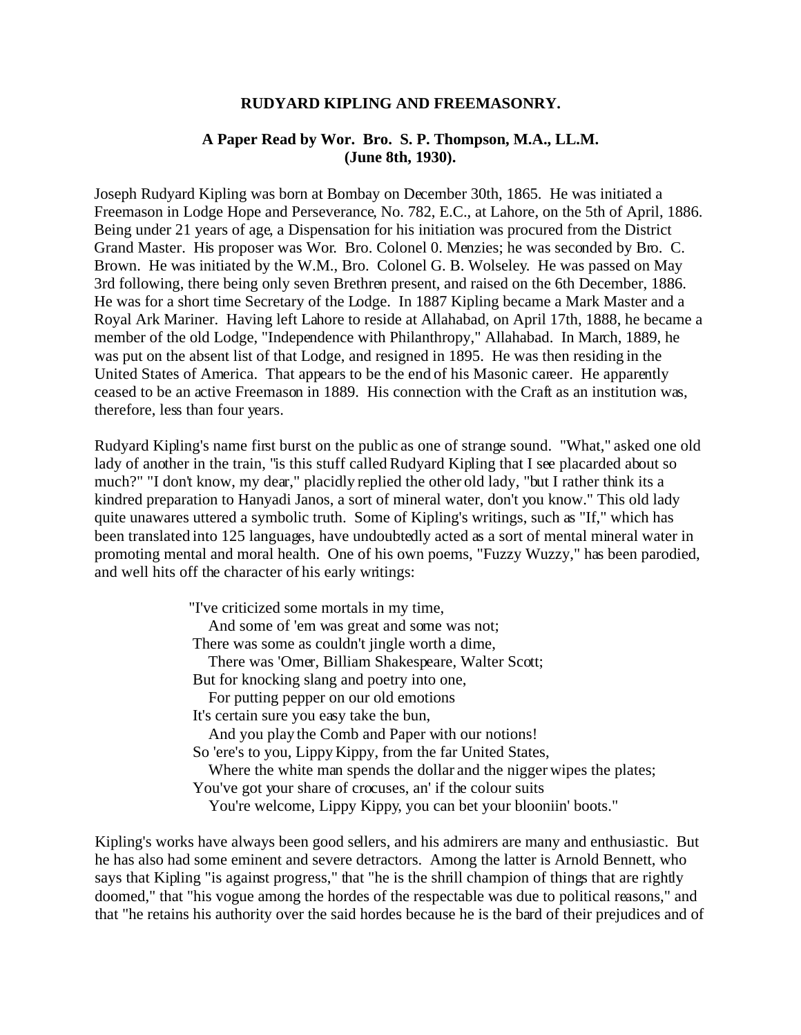**RUDYARD KIPLING AND FREEMASONRY.**

**A Paper Read by Wor. Bro. S. P. Thompson, M.A., LL.M.**
**(June 8th, 1930).**

Joseph Rudyard Kipling was born at Bombay on December 30th, 1865. He was initiated a Freemason in Lodge Hope and Perseverance, No. 782, E.C., at Lahore, on the 5th of April, 1886. Being under 21 years of age, a Dispensation for his initiation was procured from the District Grand Master. His proposer was Wor. Bro. Colonel 0. Menzies; he was seconded by Bro. C. Brown. He was initiated by the W.M., Bro. Colonel G. B. Wolseley. He was passed on May 3rd following, there being only seven Brethren present, and raised on the 6th December, 1886. He was for a short time Secretary of the Lodge. In 1887 Kipling became a Mark Master and a Royal Ark Mariner. Having left Lahore to reside at Allahabad, on April 17th, 1888, he became a member of the old Lodge, "Independence with Philanthropy," Allahabad. In March, 1889, he was put on the absent list of that Lodge, and resigned in 1895. He was then residing in the United States of America. That appears to be the end of his Masonic career. He apparently ceased to be an active Freemason in 1889. His connection with the Craft as an institution was, therefore, less than four years.

Rudyard Kipling's name first burst on the public as one of strange sound. "What," asked one old lady of another in the train, "is this stuff called Rudyard Kipling that I see placarded about so much?" "I don't know, my dear," placidly replied the other old lady, "but I rather think its a kindred preparation to Hanyadi Janos, a sort of mineral water, don't you know." This old lady quite unawares uttered a symbolic truth. Some of Kipling's writings, such as "If," which has been translated into 125 languages, have undoubtedly acted as a sort of mental mineral water in promoting mental and moral health. One of his own poems, "Fuzzy Wuzzy," has been parodied, and well hits off the character of his early writings:

> "I've criticized some mortals in my time,
> And some of 'em was great and some was not;
> There was some as couldn't jingle worth a dime,
> There was 'Omer, Billiam Shakespeare, Walter Scott;
> But for knocking slang and poetry into one,
> For putting pepper on our old emotions
> It's certain sure you easy take the bun,
> And you play the Comb and Paper with our notions!
> So 'ere's to you, Lippy Kippy, from the far United States,
> Where the white man spends the dollar and the nigger wipes the plates;
> You've got your share of crocuses, an' if the colour suits
> You're welcome, Lippy Kippy, you can bet your blooniin' boots."

Kipling's works have always been good sellers, and his admirers are many and enthusiastic. But he has also had some eminent and severe detractors. Among the latter is Arnold Bennett, who says that Kipling "is against progress," that "he is the shrill champion of things that are rightly doomed," that "his vogue among the hordes of the respectable was due to political reasons," and that "he retains his authority over the said hordes because he is the bard of their prejudices and of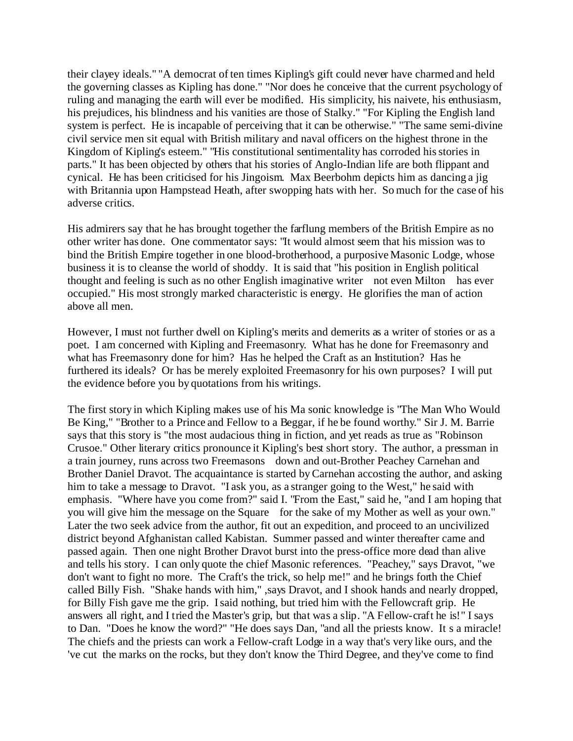their clayey ideals." "A democrat of ten times Kipling's gift could never have charmed and held the governing classes as Kipling has done." "Nor does he conceive that the current psychology of ruling and managing the earth will ever be modified. His simplicity, his naivete, his enthusiasm, his prejudices, his blindness and his vanities are those of Stalky." "For Kipling the English land system is perfect. He is incapable of perceiving that it can be otherwise." "The same semi-divine civil service men sit equal with British military and naval officers on the highest throne in the Kingdom of Kipling's esteem." "His constitutional sentimentality has corroded his stories in parts." It has been objected by others that his stories of Anglo-Indian life are both flippant and cynical. He has been criticised for his Jingoism. Max Beerbohm depicts him as dancing a jig with Britannia upon Hampstead Heath, after swopping hats with her. So much for the case of his adverse critics.

His admirers say that he has brought together the farflung members of the British Empire as no other writer has done. One commentator says: "It would almost seem that his mission was to bind the British Empire together in one blood-brotherhood, a purposive Masonic Lodge, whose business it is to cleanse the world of shoddy. It is said that "his position in English political thought and feeling is such as no other English imaginative writer not even Milton has ever occupied." His most strongly marked characteristic is energy. He glorifies the man of action above all men.

However, I must not further dwell on Kipling's merits and demerits as a writer of stories or as a poet. I am concerned with Kipling and Freemasonry. What has he done for Freemasonry and what has Freemasonry done for him? Has he helped the Craft as an Institution? Has he furthered its ideals? Or has be merely exploited Freemasonry for his own purposes? I will put the evidence before you by quotations from his writings.

The first story in which Kipling makes use of his Ma sonic knowledge is "The Man Who Would Be King," "Brother to a Prince and Fellow to a Beggar, if he be found worthy." Sir J. M. Barrie says that this story is "the most audacious thing in fiction, and yet reads as true as "Robinson Crusoe." Other literary critics pronounce it Kipling's best short story. The author, a pressman in a train journey, runs across two Freemasons down and out-Brother Peachey Carnehan and Brother Daniel Dravot. The acquaintance is started by Carnehan accosting the author, and asking him to take a message to Dravot. "I ask you, as a stranger going to the West," he said with emphasis. "Where have you come from?" said I. "From the East," said he, "and I am hoping that you will give him the message on the Square for the sake of my Mother as well as your own." Later the two seek advice from the author, fit out an expedition, and proceed to an uncivilized district beyond Afghanistan called Kabistan. Summer passed and winter thereafter came and passed again. Then one night Brother Dravot burst into the press-office more dead than alive and tells his story. I can only quote the chief Masonic references. "Peachey," says Dravot, "we don't want to fight no more. The Craft's the trick, so help me!" and he brings forth the Chief called Billy Fish. "Shake hands with him," ,says Dravot, and I shook hands and nearly dropped, for Billy Fish gave me the grip. I said nothing, but tried him with the Fellowcraft grip. He answers all right, and I tried the Master's grip, but that was a slip. "A Fellow-craft he is!" I says to Dan. "Does he know the word?" "He does says Dan, "and all the priests know. It s a miracle! The chiefs and the priests can work a Fellow-craft Lodge in a way that's very like ours, and the 've cut the marks on the rocks, but they don't know the Third Degree, and they've come to find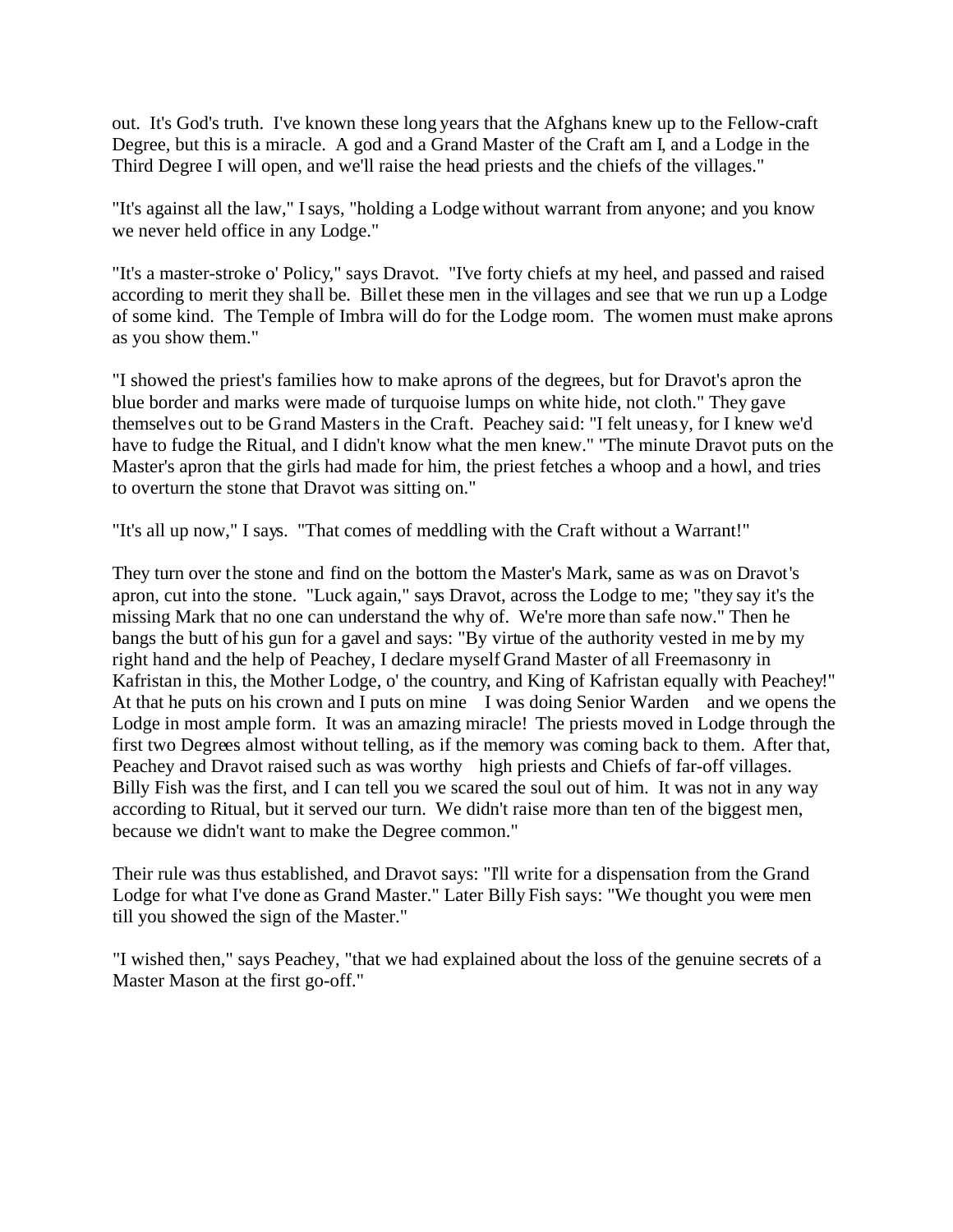out. It's God's truth. I've known these long years that the Afghans knew up to the Fellow-craft Degree, but this is a miracle. A god and a Grand Master of the Craft am I, and a Lodge in the Third Degree I will open, and we'll raise the head priests and the chiefs of the villages."

"It's against all the law," I says, "holding a Lodge without warrant from anyone; and you know we never held office in any Lodge."

"It's a master-stroke o' Policy," says Dravot. "I've forty chiefs at my heel, and passed and raised according to merit they shall be. Billet these men in the villages and see that we run up a Lodge of some kind. The Temple of Imbra will do for the Lodge room. The women must make aprons as you show them."

"I showed the priest's families how to make aprons of the degrees, but for Dravot's apron the blue border and marks were made of turquoise lumps on white hide, not cloth." They gave themselves out to be Grand Masters in the Craft. Peachey said: "I felt uneasy, for I knew we'd have to fudge the Ritual, and I didn't know what the men knew." "The minute Dravot puts on the Master's apron that the girls had made for him, the priest fetches a whoop and a howl, and tries to overturn the stone that Dravot was sitting on."

"It's all up now," I says. "That comes of meddling with the Craft without a Warrant!"

They turn over the stone and find on the bottom the Master's Mark, same as was on Dravot's apron, cut into the stone. "Luck again," says Dravot, across the Lodge to me; "they say it's the missing Mark that no one can understand the why of. We're more than safe now." Then he bangs the butt of his gun for a gavel and says: "By virtue of the authority vested in me by my right hand and the help of Peachey, I declare myself Grand Master of all Freemasonry in Kafristan in this, the Mother Lodge, o' the country, and King of Kafristan equally with Peachey!" At that he puts on his crown and I puts on mine   I was doing Senior Warden   and we opens the Lodge in most ample form. It was an amazing miracle! The priests moved in Lodge through the first two Degrees almost without telling, as if the memory was coming back to them. After that, Peachey and Dravot raised such as was worthy   high priests and Chiefs of far-off villages. Billy Fish was the first, and I can tell you we scared the soul out of him. It was not in any way according to Ritual, but it served our turn. We didn't raise more than ten of the biggest men, because we didn't want to make the Degree common."

Their rule was thus established, and Dravot says: "I'll write for a dispensation from the Grand Lodge for what I've done as Grand Master." Later Billy Fish says: "We thought you were men till you showed the sign of the Master."

"I wished then," says Peachey, "that we had explained about the loss of the genuine secrets of a Master Mason at the first go-off."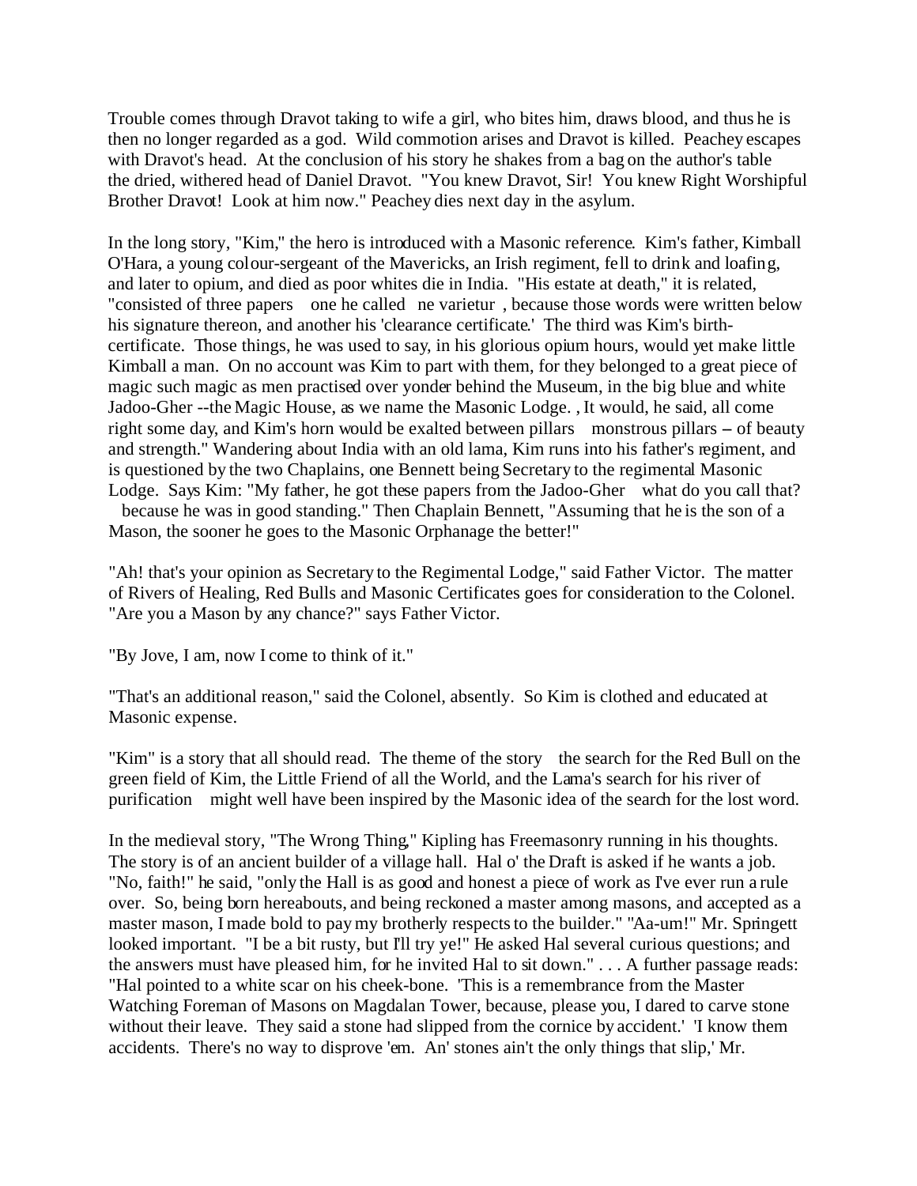Trouble comes through Dravot taking to wife a girl, who bites him, draws blood, and thus he is then no longer regarded as a god. Wild commotion arises and Dravot is killed. Peachey escapes with Dravot's head. At the conclusion of his story he shakes from a bag on the author's table the dried, withered head of Daniel Dravot. "You knew Dravot, Sir! You knew Right Worshipful Brother Dravot! Look at him now." Peachey dies next day in the asylum.

In the long story, "Kim," the hero is introduced with a Masonic reference. Kim's father, Kimball O'Hara, a young colour-sergeant of the Mavericks, an Irish regiment, fell to drink and loafing, and later to opium, and died as poor whites die in India. "His estate at death," it is related, "consisted of three papers one he called ne varietur , because those words were written below his signature thereon, and another his 'clearance certificate.' The third was Kim's birth-certificate. Those things, he was used to say, in his glorious opium hours, would yet make little Kimball a man. On no account was Kim to part with them, for they belonged to a great piece of magic such magic as men practised over yonder behind the Museum, in the big blue and white Jadoo-Gher --the Magic House, as we name the Masonic Lodge. , It would, he said, all come right some day, and Kim's horn would be exalted between pillars monstrous pillars – of beauty and strength." Wandering about India with an old lama, Kim runs into his father's regiment, and is questioned by the two Chaplains, one Bennett being Secretary to the regimental Masonic Lodge. Says Kim: "My father, he got these papers from the Jadoo-Gher what do you call that? because he was in good standing." Then Chaplain Bennett, "Assuming that he is the son of a Mason, the sooner he goes to the Masonic Orphanage the better!"

"Ah! that's your opinion as Secretary to the Regimental Lodge," said Father Victor. The matter of Rivers of Healing, Red Bulls and Masonic Certificates goes for consideration to the Colonel. "Are you a Mason by any chance?" says Father Victor.

"By Jove, I am, now I come to think of it."

"That's an additional reason," said the Colonel, absently. So Kim is clothed and educated at Masonic expense.

"Kim" is a story that all should read. The theme of the story the search for the Red Bull on the green field of Kim, the Little Friend of all the World, and the Lama's search for his river of purification might well have been inspired by the Masonic idea of the search for the lost word.

In the medieval story, "The Wrong Thing," Kipling has Freemasonry running in his thoughts. The story is of an ancient builder of a village hall. Hal o' the Draft is asked if he wants a job. "No, faith!" he said, "only the Hall is as good and honest a piece of work as I've ever run a rule over. So, being born hereabouts, and being reckoned a master among masons, and accepted as a master mason, I made bold to pay my brotherly respects to the builder." "Aa-um!" Mr. Springett looked important. "I be a bit rusty, but I'll try ye!" He asked Hal several curious questions; and the answers must have pleased him, for he invited Hal to sit down." . . . A further passage reads: "Hal pointed to a white scar on his cheek-bone. 'This is a remembrance from the Master Watching Foreman of Masons on Magdalan Tower, because, please you, I dared to carve stone without their leave. They said a stone had slipped from the cornice by accident.' 'I know them accidents. There's no way to disprove 'em. An' stones ain't the only things that slip,' Mr.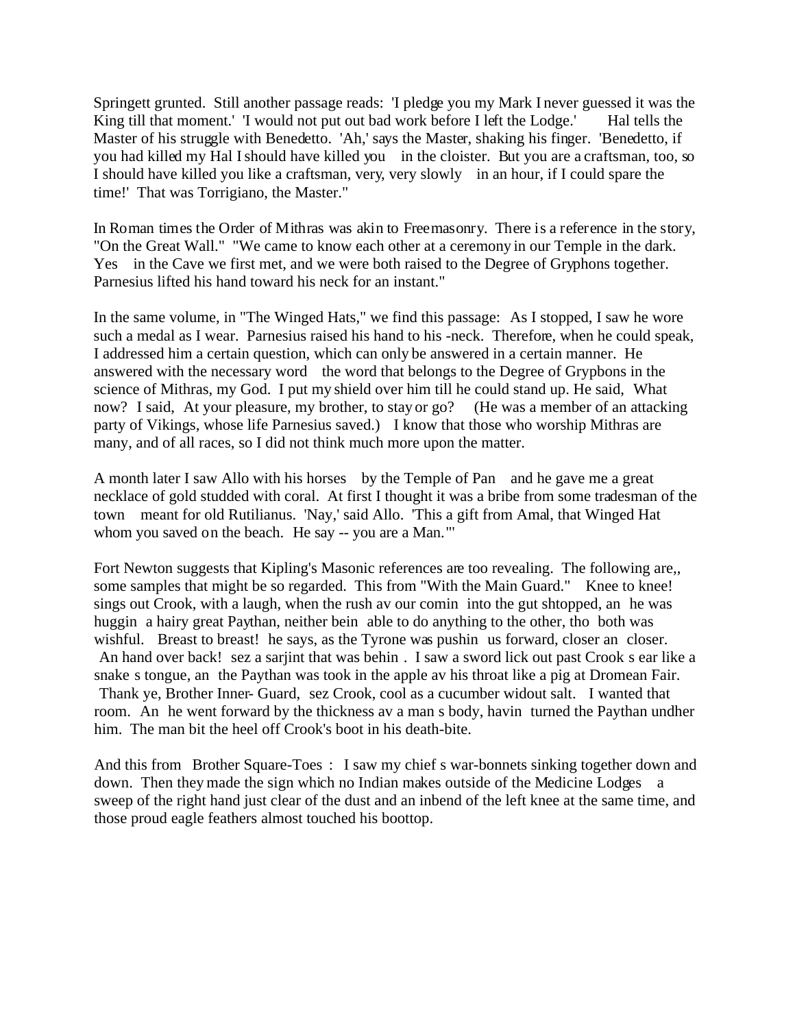Springett grunted. Still another passage reads: 'I pledge you my Mark I never guessed it was the King till that moment.' 'I would not put out bad work before I left the Lodge.' Hal tells the Master of his struggle with Benedetto. 'Ah,' says the Master, shaking his finger. 'Benedetto, if you had killed my Hal I should have killed you in the cloister. But you are a craftsman, too, so I should have killed you like a craftsman, very, very slowly in an hour, if I could spare the time!' That was Torrigiano, the Master."

In Roman times the Order of Mithras was akin to Freemasonry. There is a reference in the story, "On the Great Wall." "We came to know each other at a ceremony in our Temple in the dark. Yes in the Cave we first met, and we were both raised to the Degree of Gryphons together. Parnesius lifted his hand toward his neck for an instant."

In the same volume, in "The Winged Hats," we find this passage: As I stopped, I saw he wore such a medal as I wear. Parnesius raised his hand to his -neck. Therefore, when he could speak, I addressed him a certain question, which can only be answered in a certain manner. He answered with the necessary word the word that belongs to the Degree of Grypbons in the science of Mithras, my God. I put my shield over him till he could stand up. He said, What now? I said, At your pleasure, my brother, to stay or go? (He was a member of an attacking party of Vikings, whose life Parnesius saved.) I know that those who worship Mithras are many, and of all races, so I did not think much more upon the matter.

A month later I saw Allo with his horses by the Temple of Pan and he gave me a great necklace of gold studded with coral. At first I thought it was a bribe from some tradesman of the town meant for old Rutilianus. 'Nay,' said Allo. 'This a gift from Amal, that Winged Hat whom you saved on the beach. He say -- you are a Man.'"

Fort Newton suggests that Kipling's Masonic references are too revealing. The following are,, some samples that might be so regarded. This from "With the Main Guard." Knee to knee! sings out Crook, with a laugh, when the rush av our comin into the gut shtopped, an he was huggin a hairy great Paythan, neither bein able to do anything to the other, tho both was wishful. Breast to breast! he says, as the Tyrone was pushin us forward, closer an closer. An hand over back! sez a sarjint that was behin . I saw a sword lick out past Crook s ear like a snake s tongue, an the Paythan was took in the apple av his throat like a pig at Dromean Fair. Thank ye, Brother Inner- Guard, sez Crook, cool as a cucumber widout salt. I wanted that room. An he went forward by the thickness av a man s body, havin turned the Paythan undher him. The man bit the heel off Crook's boot in his death-bite.

And this from Brother Square-Toes : I saw my chief s war-bonnets sinking together down and down. Then they made the sign which no Indian makes outside of the Medicine Lodges a sweep of the right hand just clear of the dust and an inbend of the left knee at the same time, and those proud eagle feathers almost touched his boottop.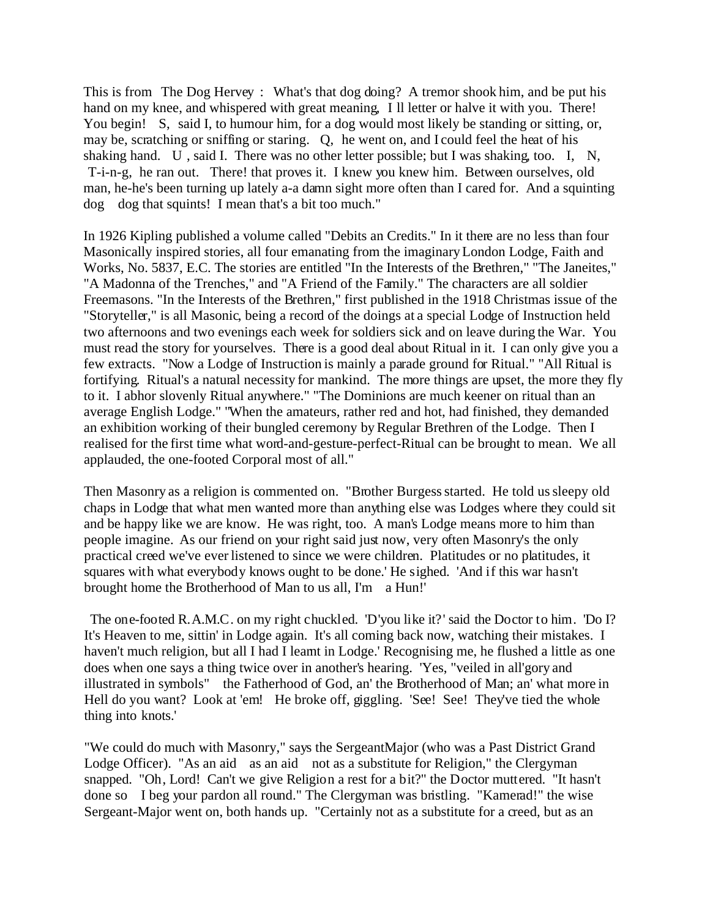This is from The Dog Hervey : What's that dog doing? A tremor shook him, and be put his hand on my knee, and whispered with great meaning, I ll letter or halve it with you. There! You begin! S, said I, to humour him, for a dog would most likely be standing or sitting, or, may be, scratching or sniffing or staring. Q, he went on, and I could feel the heat of his shaking hand. U , said I. There was no other letter possible; but I was shaking, too. I, N, T-i-n-g, he ran out. There! that proves it. I knew you knew him. Between ourselves, old man, he-he's been turning up lately a-a damn sight more often than I cared for. And a squinting dog dog that squints! I mean that's a bit too much."

In 1926 Kipling published a volume called "Debits an Credits." In it there are no less than four Masonically inspired stories, all four emanating from the imaginary London Lodge, Faith and Works, No. 5837, E.C. The stories are entitled "In the Interests of the Brethren," "The Janeites," "A Madonna of the Trenches," and "A Friend of the Family." The characters are all soldier Freemasons. "In the Interests of the Brethren," first published in the 1918 Christmas issue of the "Storyteller," is all Masonic, being a record of the doings at a special Lodge of Instruction held two afternoons and two evenings each week for soldiers sick and on leave during the War. You must read the story for yourselves. There is a good deal about Ritual in it. I can only give you a few extracts. "Now a Lodge of Instruction is mainly a parade ground for Ritual." "All Ritual is fortifying. Ritual's a natural necessity for mankind. The more things are upset, the more they fly to it. I abhor slovenly Ritual anywhere." "The Dominions are much keener on ritual than an average English Lodge." "When the amateurs, rather red and hot, had finished, they demanded an exhibition working of their bungled ceremony by Regular Brethren of the Lodge. Then I realised for the first time what word-and-gesture-perfect-Ritual can be brought to mean. We all applauded, the one-footed Corporal most of all."

Then Masonry as a religion is commented on. "Brother Burgess started. He told us sleepy old chaps in Lodge that what men wanted more than anything else was Lodges where they could sit and be happy like we are know. He was right, too. A man's Lodge means more to him than people imagine. As our friend on your right said just now, very often Masonry's the only practical creed we've ever listened to since we were children. Platitudes or no platitudes, it squares with what everybody knows ought to be done.' He sighed. 'And if this war hasn't brought home the Brotherhood of Man to us all, I'm a Hun!'

The one-footed R.A.M.C. on my right chuckled. 'D'you like it?' said the Doctor to him. 'Do I? It's Heaven to me, sittin' in Lodge again. It's all coming back now, watching their mistakes. I haven't much religion, but all I had I learnt in Lodge.' Recognising me, he flushed a little as one does when one says a thing twice over in another's hearing. 'Yes, "veiled in all'gory and illustrated in symbols" the Fatherhood of God, an' the Brotherhood of Man; an' what more in Hell do you want? Look at 'em! He broke off, giggling. 'See! See! They've tied the whole thing into knots.'

"We could do much with Masonry," says the SergeantMajor (who was a Past District Grand Lodge Officer). "As an aid as an aid not as a substitute for Religion," the Clergyman snapped. "Oh, Lord! Can't we give Religion a rest for a bit?" the Doctor muttered. "It hasn't done so I beg your pardon all round." The Clergyman was bristling. "Kamerad!" the wise Sergeant-Major went on, both hands up. "Certainly not as a substitute for a creed, but as an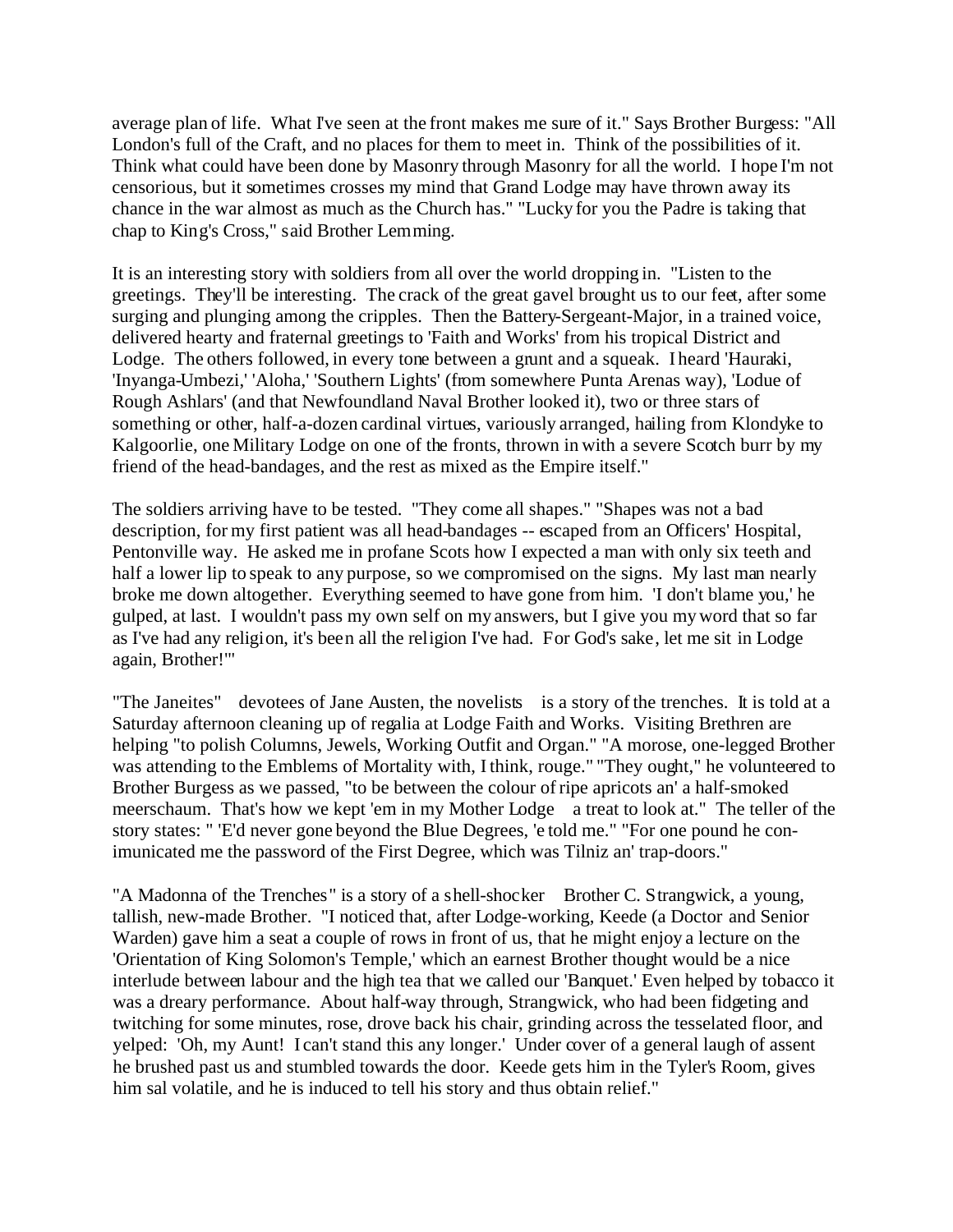average plan of life. What I've seen at the front makes me sure of it." Says Brother Burgess: "All London's full of the Craft, and no places for them to meet in. Think of the possibilities of it. Think what could have been done by Masonry through Masonry for all the world. I hope I'm not censorious, but it sometimes crosses my mind that Grand Lodge may have thrown away its chance in the war almost as much as the Church has." "Lucky for you the Padre is taking that chap to King's Cross," said Brother Lemming.

It is an interesting story with soldiers from all over the world dropping in. "Listen to the greetings. They'll be interesting. The crack of the great gavel brought us to our feet, after some surging and plunging among the cripples. Then the Battery-Sergeant-Major, in a trained voice, delivered hearty and fraternal greetings to 'Faith and Works' from his tropical District and Lodge. The others followed, in every tone between a grunt and a squeak. I heard 'Hauraki, 'Inyanga-Umbezi,' 'Aloha,' 'Southern Lights' (from somewhere Punta Arenas way), 'Lodue of Rough Ashlars' (and that Newfoundland Naval Brother looked it), two or three stars of something or other, half-a-dozen cardinal virtues, variously arranged, hailing from Klondyke to Kalgoorlie, one Military Lodge on one of the fronts, thrown in with a severe Scotch burr by my friend of the head-bandages, and the rest as mixed as the Empire itself."

The soldiers arriving have to be tested. "They come all shapes." "Shapes was not a bad description, for my first patient was all head-bandages -- escaped from an Officers' Hospital, Pentonville way. He asked me in profane Scots how I expected a man with only six teeth and half a lower lip to speak to any purpose, so we compromised on the signs. My last man nearly broke me down altogether. Everything seemed to have gone from him. 'I don't blame you,' he gulped, at last. I wouldn't pass my own self on my answers, but I give you my word that so far as I've had any religion, it's been all the religion I've had. For God's sake, let me sit in Lodge again, Brother!'"

"The Janeites"   devotees of Jane Austen, the novelists   is a story of the trenches. It is told at a Saturday afternoon cleaning up of regalia at Lodge Faith and Works. Visiting Brethren are helping "to polish Columns, Jewels, Working Outfit and Organ." "A morose, one-legged Brother was attending to the Emblems of Mortality with, I think, rouge." "They ought," he volunteered to Brother Burgess as we passed, "to be between the colour of ripe apricots an' a half-smoked meerschaum. That's how we kept 'em in my Mother Lodge   a treat to look at." The teller of the story states: " 'E'd never gone beyond the Blue Degrees, 'e told me." "For one pound he con-imunicated me the password of the First Degree, which was Tilniz an' trap-doors."

"A Madonna of the Trenches" is a story of a shell-shocker   Brother C. Strangwick, a young, tallish, new-made Brother. "I noticed that, after Lodge-working, Keede (a Doctor and Senior Warden) gave him a seat a couple of rows in front of us, that he might enjoy a lecture on the 'Orientation of King Solomon's Temple,' which an earnest Brother thought would be a nice interlude between labour and the high tea that we called our 'Banquet.' Even helped by tobacco it was a dreary performance. About half-way through, Strangwick, who had been fidgeting and twitching for some minutes, rose, drove back his chair, grinding across the tesselated floor, and yelped: 'Oh, my Aunt! I can't stand this any longer.' Under cover of a general laugh of assent he brushed past us and stumbled towards the door. Keede gets him in the Tyler's Room, gives him sal volatile, and he is induced to tell his story and thus obtain relief."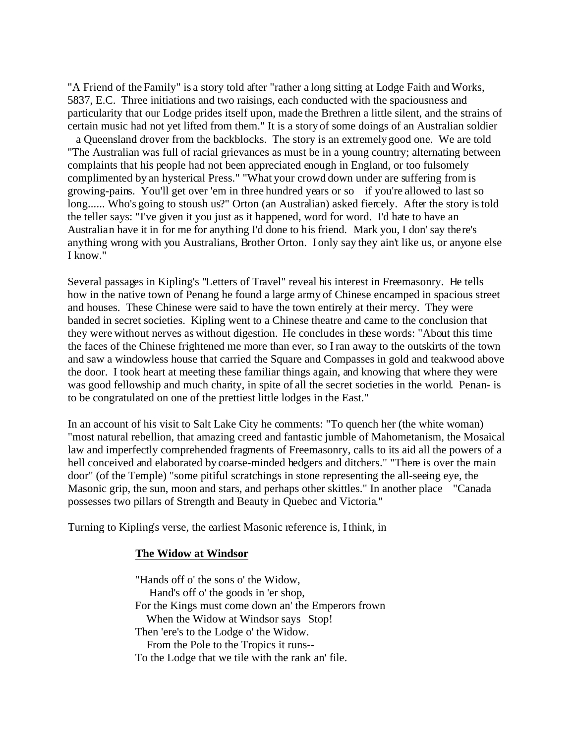"A Friend of the Family" is a story told after "rather a long sitting at Lodge Faith and Works, 5837, E.C. Three initiations and two raisings, each conducted with the spaciousness and particularity that our Lodge prides itself upon, made the Brethren a little silent, and the strains of certain music had not yet lifted from them." It is a story of some doings of an Australian soldier a Queensland drover from the backblocks. The story is an extremely good one. We are told "The Australian was full of racial grievances as must be in a young country; alternating between complaints that his people had not been appreciated enough in England, or too fulsomely complimented by an hysterical Press." "What your crowd down under are suffering from is growing-pains. You'll get over 'em in three hundred years or so if you're allowed to last so long...... Who's going to stoush us?" Orton (an Australian) asked fiercely. After the story is told the teller says: "I've given it you just as it happened, word for word. I'd hate to have an Australian have it in for me for anything I'd done to his friend. Mark you, I don' say there's anything wrong with you Australians, Brother Orton. I only say they ain't like us, or anyone else I know."

Several passages in Kipling's "Letters of Travel" reveal his interest in Freemasonry. He tells how in the native town of Penang he found a large army of Chinese encamped in spacious street and houses. These Chinese were said to have the town entirely at their mercy. They were banded in secret societies. Kipling went to a Chinese theatre and came to the conclusion that they were without nerves as without digestion. He concludes in these words: "About this time the faces of the Chinese frightened me more than ever, so I ran away to the outskirts of the town and saw a windowless house that carried the Square and Compasses in gold and teakwood above the door. I took heart at meeting these familiar things again, and knowing that where they were was good fellowship and much charity, in spite of all the secret societies in the world. Penan- is to be congratulated on one of the prettiest little lodges in the East."

In an account of his visit to Salt Lake City he comments: "To quench her (the white woman) "most natural rebellion, that amazing creed and fantastic jumble of Mahometanism, the Mosaical law and imperfectly comprehended fragments of Freemasonry, calls to its aid all the powers of a hell conceived and elaborated by coarse-minded hedgers and ditchers." "There is over the main door" (of the Temple) "some pitiful scratchings in stone representing the all-seeing eye, the Masonic grip, the sun, moon and stars, and perhaps other skittles." In another place "Canada possesses two pillars of Strength and Beauty in Quebec and Victoria."

Turning to Kipling's verse, the earliest Masonic reference is, I think, in

**The Widow at Windsor**

"Hands off o' the sons o' the Widow,  
Hand's off o' the goods in 'er shop,  
For the Kings must come down an' the Emperors frown  
When the Widow at Windsor says Stop!  
Then 'ere's to the Lodge o' the Widow.  
From the Pole to the Tropics it runs--  
To the Lodge that we tile with the rank an' file.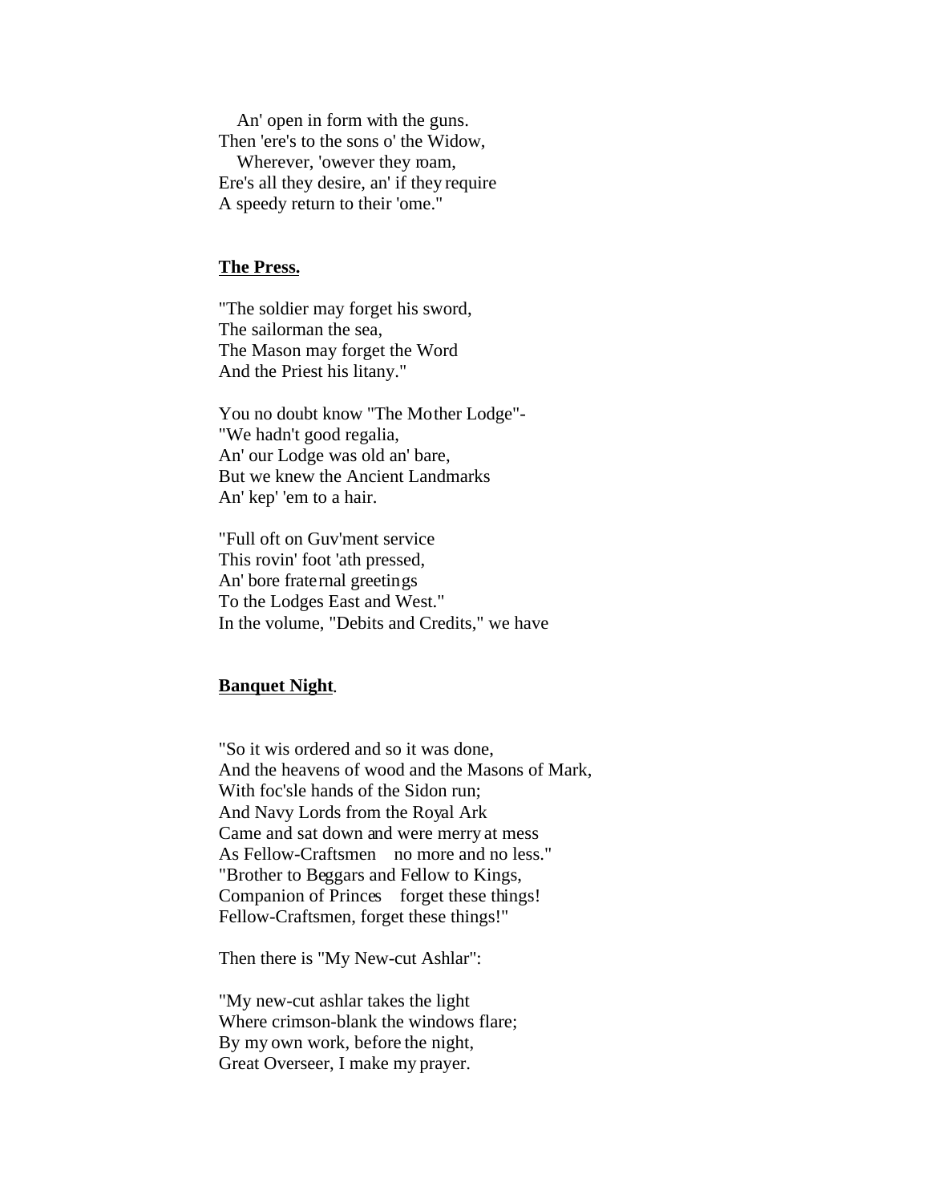An' open in form with the guns.  
Then 'ere's to the sons o' the Widow,  
Wherever, 'owever they roam,  
Ere's all they desire, an' if they require  
A speedy return to their 'ome."

**The Press.**

"The soldier may forget his sword,  
The sailorman the sea,  
The Mason may forget the Word  
And the Priest his litany."

You no doubt know "The Mother Lodge"-  
"We hadn't good regalia,  
An' our Lodge was old an' bare,  
But we knew the Ancient Landmarks  
An' kep' 'em to a hair.

"Full oft on Guv'ment service  
This rovin' foot 'ath pressed,  
An' bore fraternal greetings  
To the Lodges East and West."  
In the volume, "Debits and Credits," we have

**Banquet Night**.

"So it wis ordered and so it was done,  
And the heavens of wood and the Masons of Mark,  
With foc'sle hands of the Sidon run;  
And Navy Lords from the Royal Ark  
Came and sat down and were merry at mess  
As Fellow-Craftsmen no more and no less."  
"Brother to Beggars and Fellow to Kings,  
Companion of Princes forget these things!  
Fellow-Craftsmen, forget these things!"

Then there is "My New-cut Ashlar":

"My new-cut ashlar takes the light  
Where crimson-blank the windows flare;  
By my own work, before the night,  
Great Overseer, I make my prayer.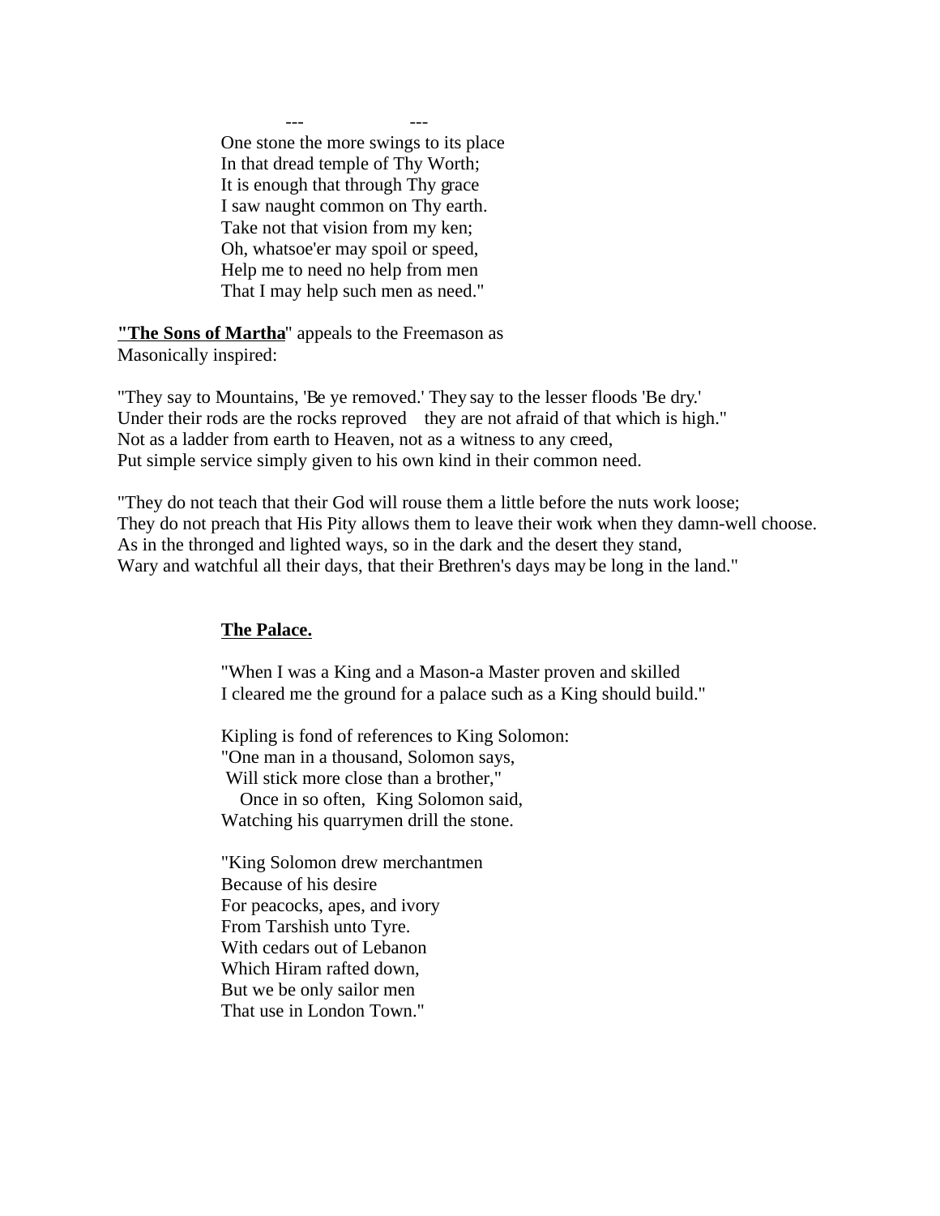--- ---

One stone the more swings to its place  
In that dread temple of Thy Worth;  
It is enough that through Thy grace  
I saw naught common on Thy earth.  
Take not that vision from my ken;  
Oh, whatsoe'er may spoil or speed,  
Help me to need no help from men  
That I may help such men as need."

**"The Sons of Martha**" appeals to the Freemason as Masonically inspired:

"They say to Mountains, 'Be ye removed.' They say to the lesser floods 'Be dry.'  
Under their rods are the rocks reproved they are not afraid of that which is high."  
Not as a ladder from earth to Heaven, not as a witness to any creed,  
Put simple service simply given to his own kind in their common need.

"They do not teach that their God will rouse them a little before the nuts work loose;  
They do not preach that His Pity allows them to leave their work when they damn-well choose.  
As in the thronged and lighted ways, so in the dark and the desert they stand,  
Wary and watchful all their days, that their Brethren's days may be long in the land."

**The Palace.**

"When I was a King and a Mason-a Master proven and skilled  
I cleared me the ground for a palace such as a King should build."

Kipling is fond of references to King Solomon:  
"One man in a thousand, Solomon says,  
Will stick more close than a brother,"  
Once in so often, King Solomon said,  
Watching his quarrymen drill the stone.

"King Solomon drew merchantmen  
Because of his desire  
For peacocks, apes, and ivory  
From Tarshish unto Tyre.  
With cedars out of Lebanon  
Which Hiram rafted down,  
But we be only sailor men  
That use in London Town."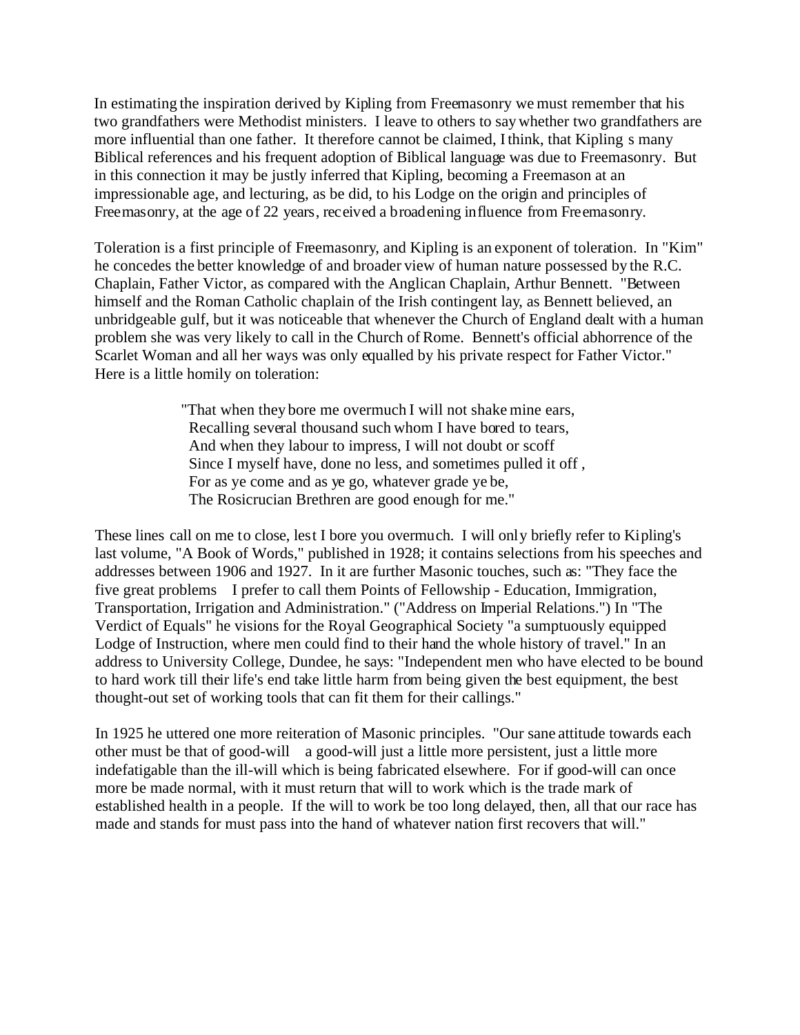In estimating the inspiration derived by Kipling from Freemasonry we must remember that his two grandfathers were Methodist ministers. I leave to others to say whether two grandfathers are more influential than one father. It therefore cannot be claimed, I think, that Kipling s many Biblical references and his frequent adoption of Biblical language was due to Freemasonry. But in this connection it may be justly inferred that Kipling, becoming a Freemason at an impressionable age, and lecturing, as be did, to his Lodge on the origin and principles of Freemasonry, at the age of 22 years, received a broadening influence from Freemasonry.

Toleration is a first principle of Freemasonry, and Kipling is an exponent of toleration. In "Kim" he concedes the better knowledge of and broader view of human nature possessed by the R.C. Chaplain, Father Victor, as compared with the Anglican Chaplain, Arthur Bennett. "Between himself and the Roman Catholic chaplain of the Irish contingent lay, as Bennett believed, an unbridgeable gulf, but it was noticeable that whenever the Church of England dealt with a human problem she was very likely to call in the Church of Rome. Bennett's official abhorrence of the Scarlet Woman and all her ways was only equalled by his private respect for Father Victor." Here is a little homily on toleration:

> "That when they bore me overmuch I will not shake mine ears,
> Recalling several thousand such whom I have bored to tears,
> And when they labour to impress, I will not doubt or scoff
> Since I myself have, done no less, and sometimes pulled it off ,
> For as ye come and as ye go, whatever grade ye be,
> The Rosicrucian Brethren are good enough for me."

These lines call on me to close, lest I bore you overmuch. I will only briefly refer to Kipling's last volume, "A Book of Words," published in 1928; it contains selections from his speeches and addresses between 1906 and 1927. In it are further Masonic touches, such as: "They face the five great problems I prefer to call them Points of Fellowship - Education, Immigration, Transportation, Irrigation and Administration." ("Address on Imperial Relations.") In "The Verdict of Equals" he visions for the Royal Geographical Society "a sumptuously equipped Lodge of Instruction, where men could find to their hand the whole history of travel." In an address to University College, Dundee, he says: "Independent men who have elected to be bound to hard work till their life's end take little harm from being given the best equipment, the best thought-out set of working tools that can fit them for their callings."

In 1925 he uttered one more reiteration of Masonic principles. "Our sane attitude towards each other must be that of good-will a good-will just a little more persistent, just a little more indefatigable than the ill-will which is being fabricated elsewhere. For if good-will can once more be made normal, with it must return that will to work which is the trade mark of established health in a people. If the will to work be too long delayed, then, all that our race has made and stands for must pass into the hand of whatever nation first recovers that will."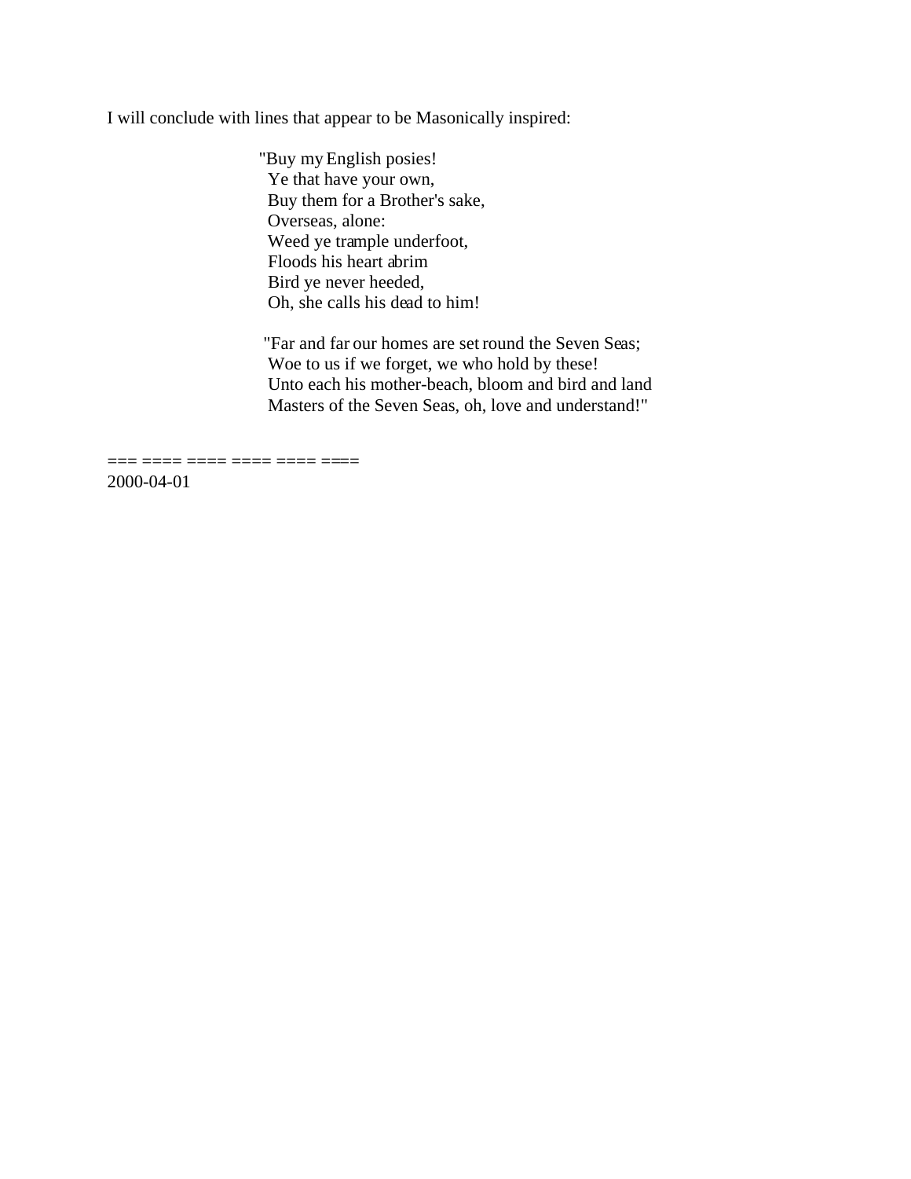I will conclude with lines that appear to be Masonically inspired:

> "Buy my English posies!  
> Ye that have your own,  
> Buy them for a Brother's sake,  
> Overseas, alone:  
> Weed ye trample underfoot,  
> Floods his heart abrim  
> Bird ye never heeded,  
> Oh, she calls his dead to him!
>
> "Far and far our homes are set round the Seven Seas;  
> Woe to us if we forget, we who hold by these!  
> Unto each his mother-beach, bloom and bird and land  
> Masters of the Seven Seas, oh, love and understand!"

=== ==== ==== ==== ==== ====  
2000-04-01